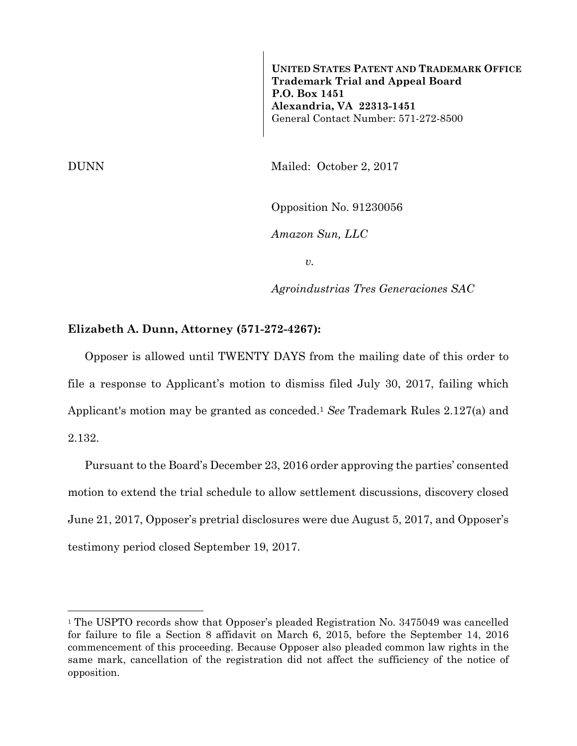**UNITED STATES PATENT AND TRADEMARK OFFICE**
**Trademark Trial and Appeal Board**
**P.O. Box 1451**
**Alexandria, VA 22313-1451**
General Contact Number: 571-272-8500

DUNN

Mailed: October 2, 2017

Opposition No. 91230056

*Amazon Sun, LLC*

*v.*

*Agroindustrias Tres Generaciones SAC*

**Elizabeth A. Dunn, Attorney (571-272-4267):**

Opposer is allowed until TWENTY DAYS from the mailing date of this order to file a response to Applicant's motion to dismiss filed July 30, 2017, failing which Applicant's motion may be granted as conceded.[1] *See* Trademark Rules 2.127(a) and 2.132.

Pursuant to the Board's December 23, 2016 order approving the parties' consented motion to extend the trial schedule to allow settlement discussions, discovery closed June 21, 2017, Opposer's pretrial disclosures were due August 5, 2017, and Opposer's testimony period closed September 19, 2017.

---

[1] The USPTO records show that Opposer's pleaded Registration No. 3475049 was cancelled for failure to file a Section 8 affidavit on March 6, 2015, before the September 14, 2016 commencement of this proceeding. Because Opposer also pleaded common law rights in the same mark, cancellation of the registration did not affect the sufficiency of the notice of opposition.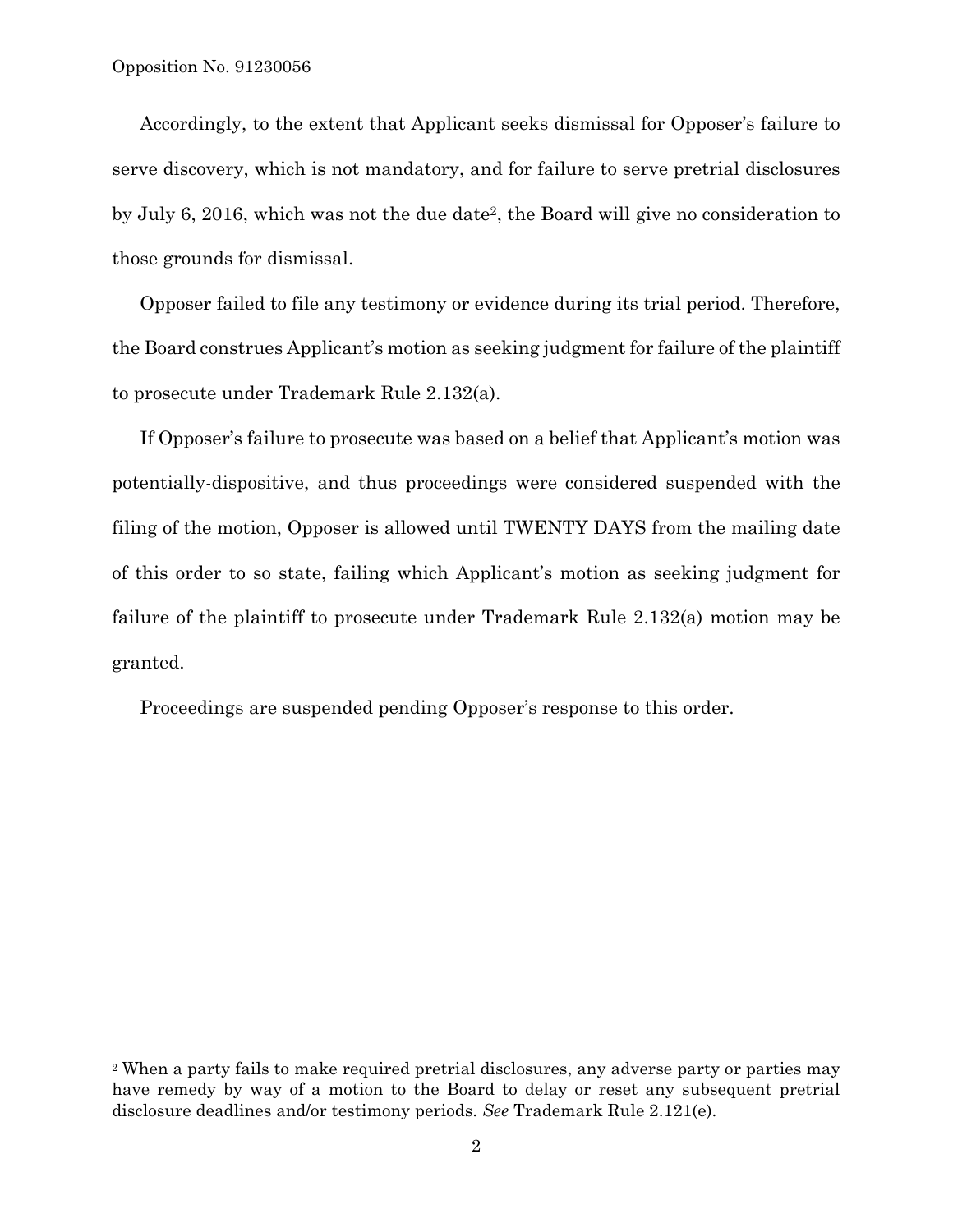Accordingly, to the extent that Applicant seeks dismissal for Opposer's failure to serve discovery, which is not mandatory, and for failure to serve pretrial disclosures by July 6, 2016, which was not the due date[2], the Board will give no consideration to those grounds for dismissal.

Opposer failed to file any testimony or evidence during its trial period. Therefore, the Board construes Applicant's motion as seeking judgment for failure of the plaintiff to prosecute under Trademark Rule 2.132(a).

If Opposer's failure to prosecute was based on a belief that Applicant's motion was potentially-dispositive, and thus proceedings were considered suspended with the filing of the motion, Opposer is allowed until TWENTY DAYS from the mailing date of this order to so state, failing which Applicant's motion as seeking judgment for failure of the plaintiff to prosecute under Trademark Rule 2.132(a) motion may be granted.

Proceedings are suspended pending Opposer's response to this order.

---

[2] When a party fails to make required pretrial disclosures, any adverse party or parties may have remedy by way of a motion to the Board to delay or reset any subsequent pretrial disclosure deadlines and/or testimony periods. *See* Trademark Rule 2.121(e).